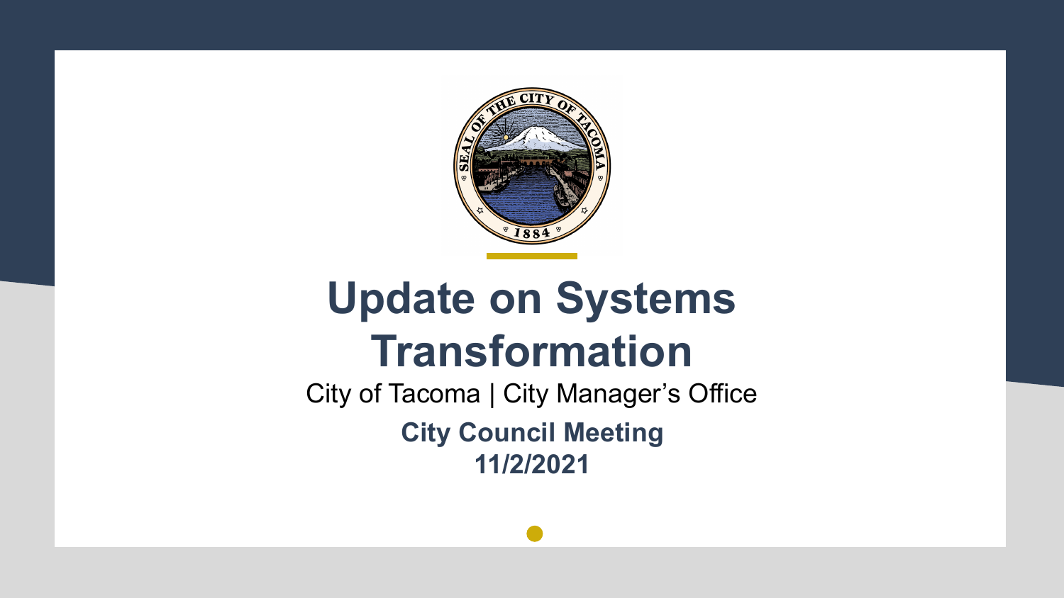# Update on Systems Transformation

City of Tacoma | City Manager's Office

**City Council Meeting**

**11/2/2021**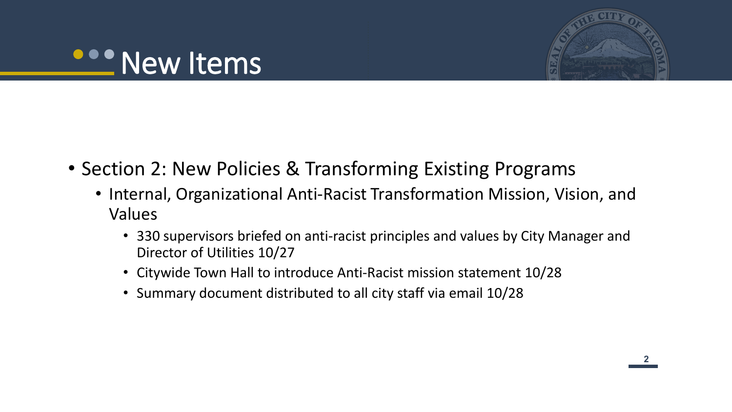# New Items

- Section 2: New Policies & Transforming Existing Programs
  - Internal, Organizational Anti-Racist Transformation Mission, Vision, and Values
    - 330 supervisors briefed on anti-racist principles and values by City Manager and Director of Utilities 10/27
    - Citywide Town Hall to introduce Anti-Racist mission statement 10/28
    - Summary document distributed to all city staff via email 10/28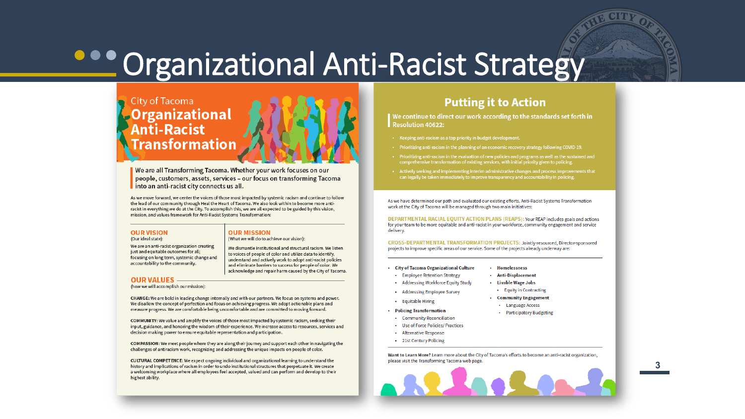# Organizational Anti-Racist Strategy

## City of Tacoma Organizational Anti-Racist Transformation

**We are all Transforming Tacoma.** Whether your work focuses on our people, customers, assets, services – our focus on transforming Tacoma into an anti-racist city connects us all.

As we move forward, we center the voices of those most impacted by systemic racism and continue to follow the lead of our community through Heal the Heart of Tacoma. We also look within to become more anti-racist in everything we do at the City. To accomplish this, we are all expected to be guided by this vision, mission, and values framework for Anti-Racist Systems Transformation:

### OUR VISION

(Our ideal state):

We are an anti-racist organization creating just and equitable outcomes for all; focusing on long term, systemic change and accountability to the community.

### OUR MISSION

(What we will do to achieve our vision):

We dismantle institutional and structural racism. We listen to voices of people of color and utilize data to identify, understand and actively work to adopt anti-racist policies and eliminate barriers to success for people of color. We acknowledge and repair harm caused by the City of Tacoma.

### OUR VALUES

(how we will accomplish our mission):

**CHANGE:** We are bold in leading change internally and with our partners. We focus on systems and power. We disallow the concept of perfection and focus on achieving progress. We adopt actionable plans and measure progress. We are comfortable being uncomfortable and are committed to moving forward.

**COMMUNITY:** We value and amplify the voices of those most impacted by systemic racism, seeking their input, guidance, and honoring the wisdom of their experience. We increase access to resources, services and decision making power to ensure equitable representation and participation.

**COMPASSION:** We meet people where they are along their journey and support each other in navigating the challenges of antiracism work, recognizing and addressing the unique impacts on people of color.

**CULTURAL COMPETENCE:** We expect ongoing individual and organizational learning to understand the history and implications of racism in order to undo institutional structures that perpetuate it. We create a welcoming workplace where all employees feel accepted, valued and can perform and develop to their highest ability.

## Putting it to Action

We continue to direct our work according to the standards set forth in Resolution 40622:

- Keeping anti-racism as a top priority in budget development.
- Prioritizing anti-racism in the planning of an economic recovery strategy following COVID-19.
- Prioritizing anti-racism in the evaluation of new policies and programs as well as the sustained and comprehensive transformation of existing services, with initial priority given to policing.
- Actively seeking and implementing interim administrative changes and process improvements that can legally be taken immediately to improve transparency and accountability in policing.

As we have determined our path and evaluated our existing efforts, Anti-Racist Systems Transformation work at the City of Tacoma will be managed through two main initiatives:

**DEPARTMENTAL RACIAL EQUITY ACTION PLANS (REAPS):** Your REAP includes goals and actions for your team to be more equitable and anti-racist in your workforce, community engagement and service delivery.

**CROSS-DEPARTMENTAL TRANSFORMATION PROJECTS:** Jointly-resourced, Director-sponsored projects to improve specific areas of our service. Some of the projects already underway are:

- **City of Tacoma Organizational Culture**
  - Employee Retention Strategy
  - Addressing Workforce Equity Study
  - Addressing Employee Survey
  - Equitable Hiring
- **Policing Transformation**
  - Community Reconciliation
  - Use of Force Policies/ Practices
  - Alternative Response
  - 21st Century Policing
- **Homelessness**
- **Anti-Displacement**
- **Livable Wage Jobs**
  - Equity in Contracting
- **Community Engagement**
  - Language Access
  - Participatory Budgeting

**Want to Learn More?** Learn more about the City of Tacoma's efforts to become an anti-racist organization, please visit the Transforming Tacoma web page.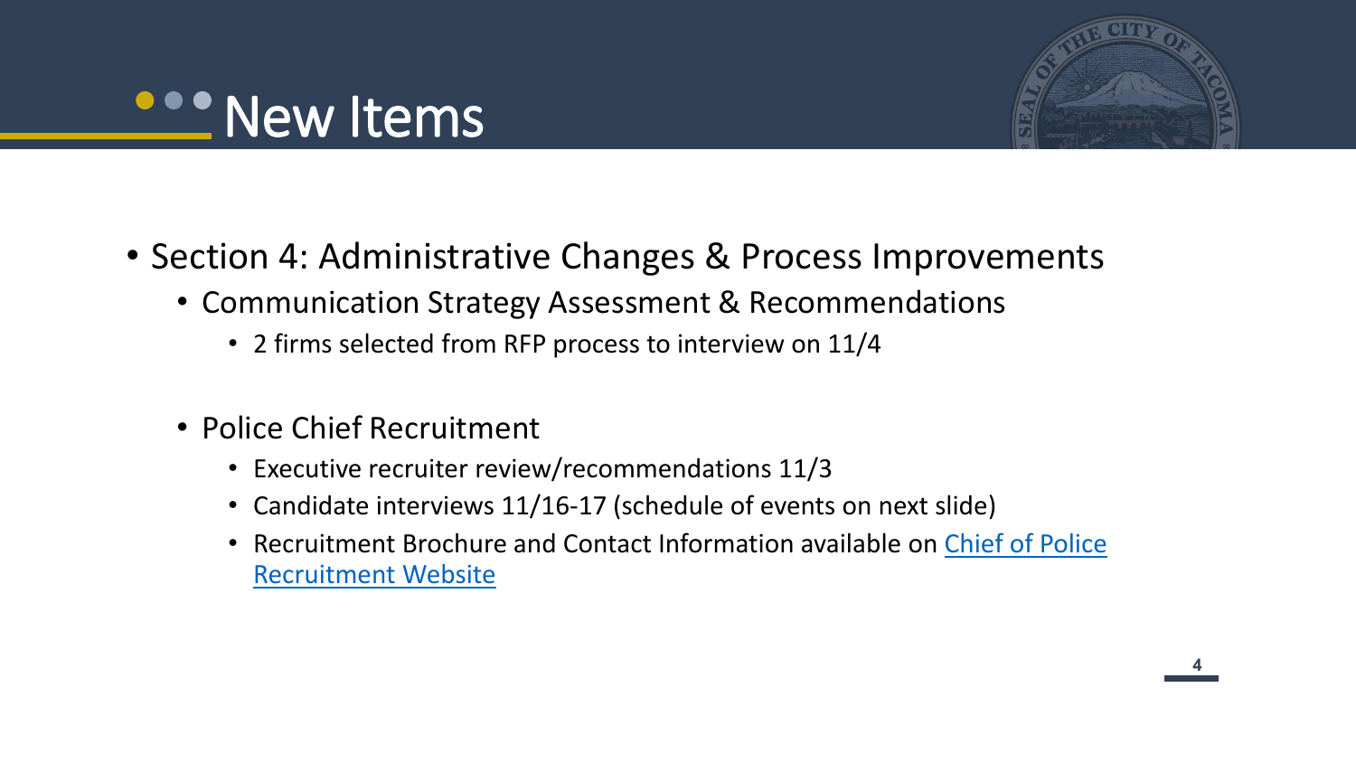# New Items

- Section 4: Administrative Changes & Process Improvements
  - Communication Strategy Assessment & Recommendations
    - 2 firms selected from RFP process to interview on 11/4
  - Police Chief Recruitment
    - Executive recruiter review/recommendations 11/3
    - Candidate interviews 11/16-17 (schedule of events on next slide)
    - Recruitment Brochure and Contact Information available on Chief of Police Recruitment Website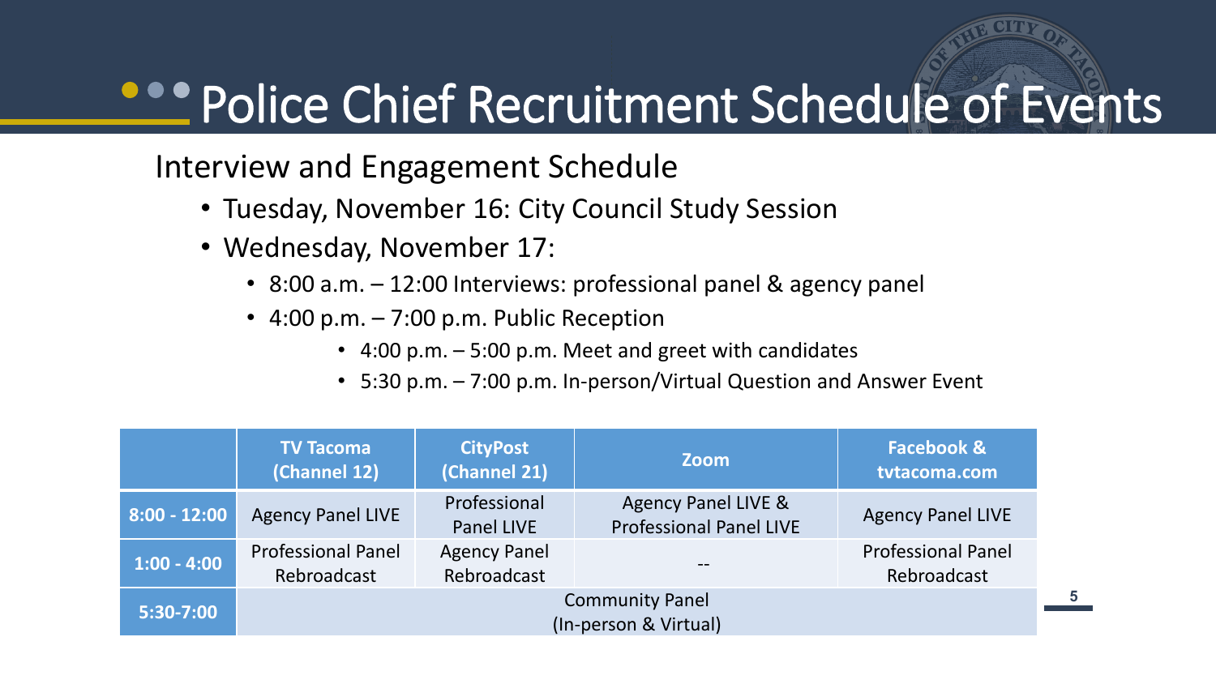# Police Chief Recruitment Schedule of Events

## Interview and Engagement Schedule

- Tuesday, November 16: City Council Study Session
- Wednesday, November 17:
  - 8:00 a.m. – 12:00 Interviews: professional panel & agency panel
  - 4:00 p.m. – 7:00 p.m. Public Reception
    - 4:00 p.m. – 5:00 p.m. Meet and greet with candidates
    - 5:30 p.m. – 7:00 p.m. In-person/Virtual Question and Answer Event

| | TV Tacoma (Channel 12) | CityPost (Channel 21) | Zoom | Facebook & tvtacoma.com |
|---|---|---|---|---|
| 8:00 - 12:00 | Agency Panel LIVE | Professional Panel LIVE | Agency Panel LIVE & Professional Panel LIVE | Agency Panel LIVE |
| 1:00 - 4:00 | Professional Panel Rebroadcast | Agency Panel Rebroadcast | -- | Professional Panel Rebroadcast |
| 5:30-7:00 | Community Panel (In-person & Virtual) | | | |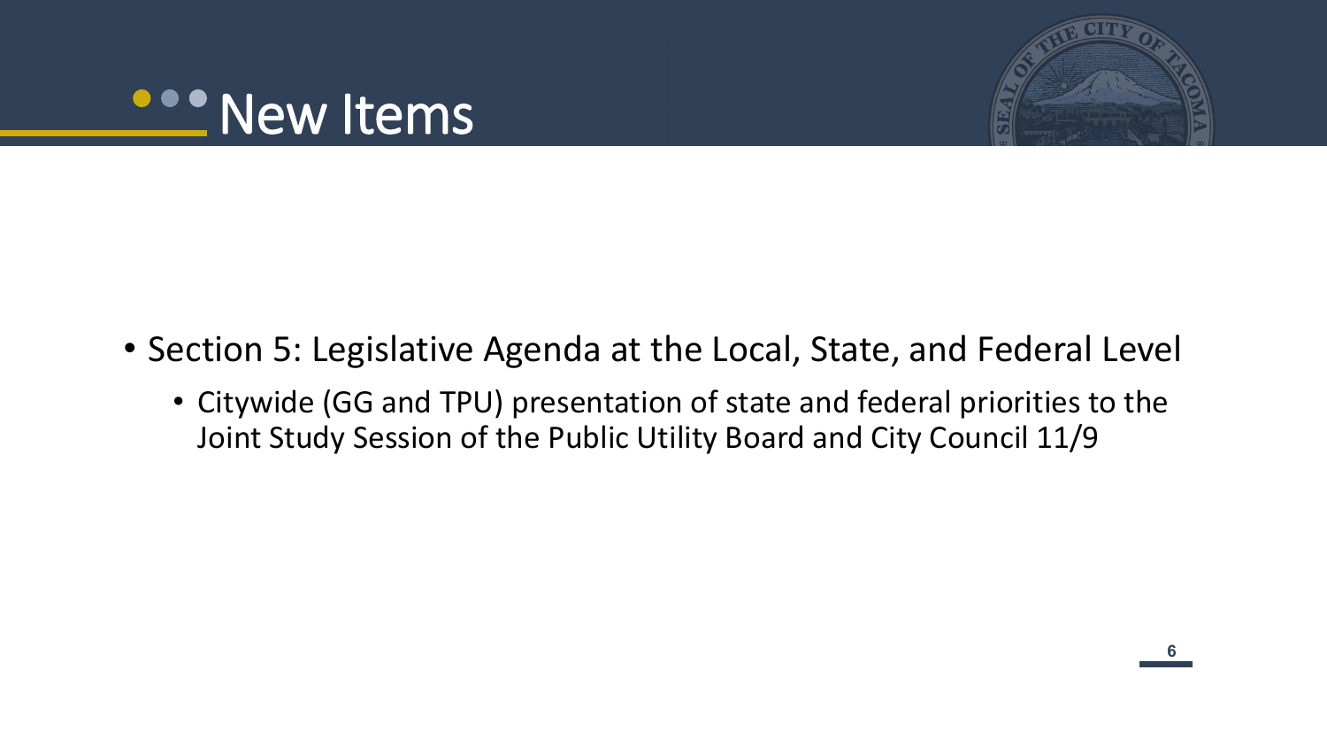# New Items

- Section 5: Legislative Agenda at the Local, State, and Federal Level
  - Citywide (GG and TPU) presentation of state and federal priorities to the Joint Study Session of the Public Utility Board and City Council 11/9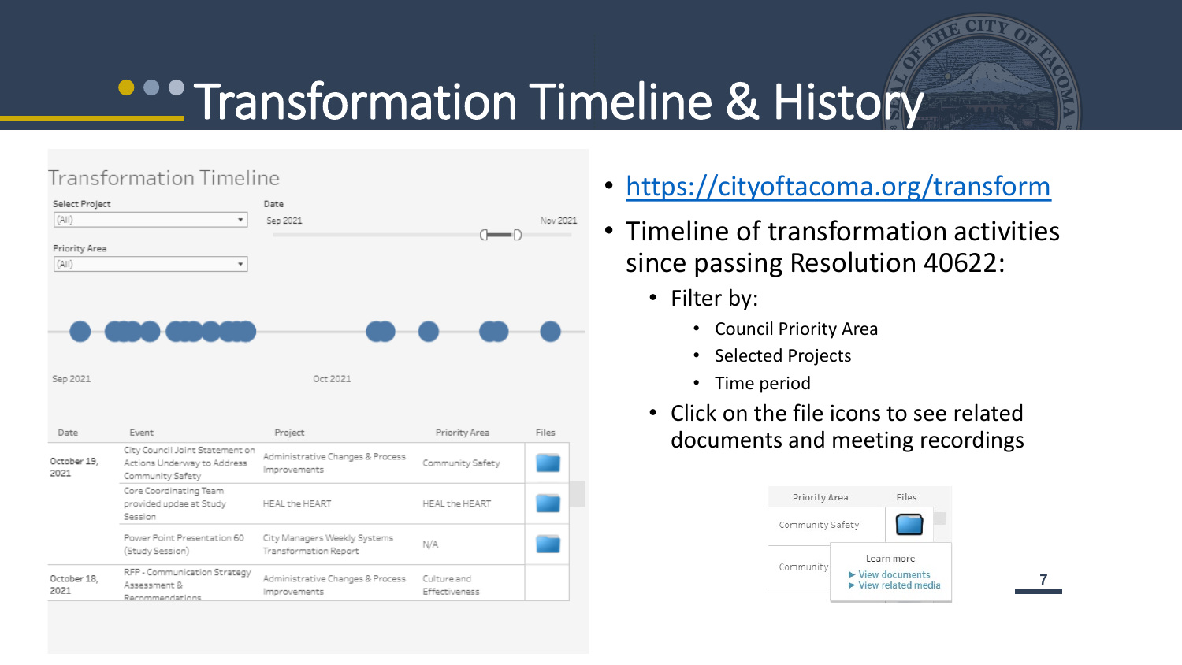# Transformation Timeline & History

## Transformation Timeline

Select Project: (All)

Priority Area: (All)

Date: Sep 2021 – Nov 2021

Sep 2021 — Oct 2021

| Date | Event | Project | Priority Area | Files |
|---|---|---|---|---|
| October 19, 2021 | City Council Joint Statement on Actions Underway to Address Community Safety | Administrative Changes & Process Improvements | Community Safety | |
| | Core Coordinating Team provided updae at Study Session | HEAL the HEART | HEAL the HEART | |
| | Power Point Presentation 60 (Study Session) | City Managers Weekly Systems Transformation Report | N/A | |
| October 18, 2021 | RFP - Communication Strategy Assessment & Recommendations | Administrative Changes & Process Improvements | Culture and Effectiveness | |

- https://cityoftacoma.org/transform
- Timeline of transformation activities since passing Resolution 40622:
  - Filter by:
    - Council Priority Area
    - Selected Projects
    - Time period
  - Click on the file icons to see related documents and meeting recordings

| Priority Area | Files |
|---|---|
| Community Safety | |
| Community | Learn more<br>► View documents<br>► View related media |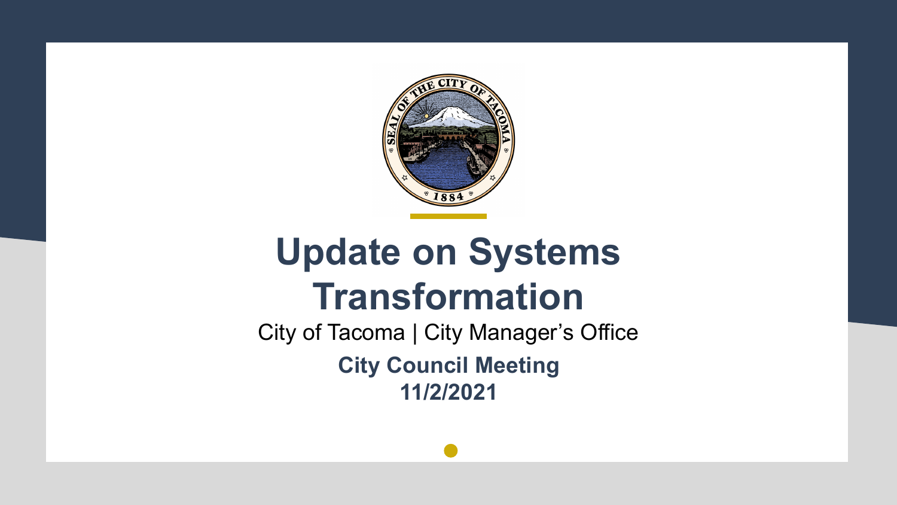# Update on Systems Transformation

City of Tacoma | City Manager's Office

**City Council Meeting**

**11/2/2021**